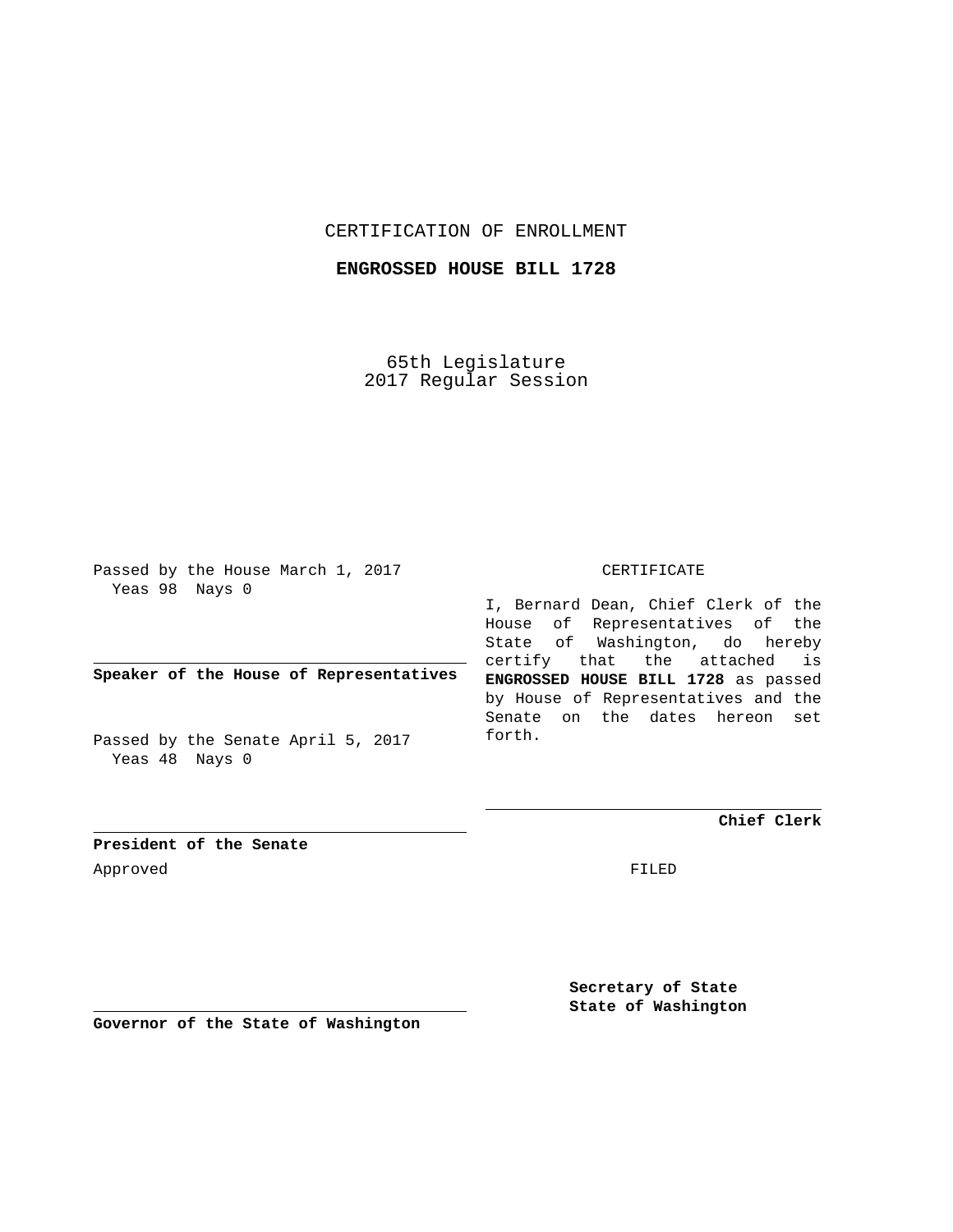CERTIFICATION OF ENROLLMENT

**ENGROSSED HOUSE BILL 1728**

65th Legislature
2017 Regular Session

Passed by the House March 1, 2017
Yeas 98 Nays 0

**Speaker of the House of Representatives**

Passed by the Senate April 5, 2017
Yeas 48 Nays 0

**President of the Senate**

Approved

**Governor of the State of Washington**

CERTIFICATE

I, Bernard Dean, Chief Clerk of the House of Representatives of the State of Washington, do hereby certify that the attached is **ENGROSSED HOUSE BILL 1728** as passed by House of Representatives and the Senate on the dates hereon set forth.

**Chief Clerk**

FILED

**Secretary of State**
**State of Washington**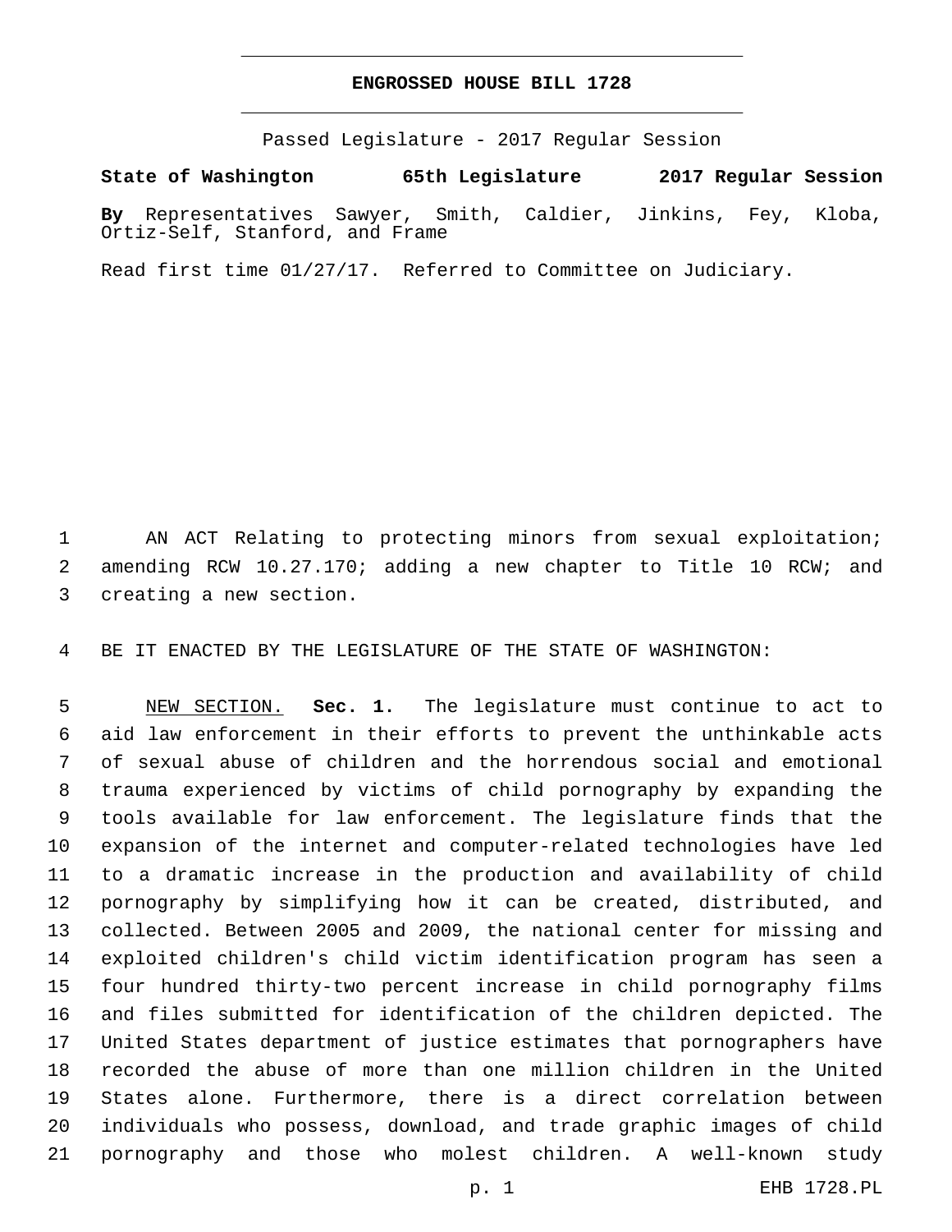# ENGROSSED HOUSE BILL 1728

Passed Legislature - 2017 Regular Session

**State of Washington 65th Legislature 2017 Regular Session**

**By** Representatives Sawyer, Smith, Caldier, Jinkins, Fey, Kloba, Ortiz-Self, Stanford, and Frame

Read first time 01/27/17. Referred to Committee on Judiciary.

AN ACT Relating to protecting minors from sexual exploitation; amending RCW 10.27.170; adding a new chapter to Title 10 RCW; and creating a new section.

BE IT ENACTED BY THE LEGISLATURE OF THE STATE OF WASHINGTON:

NEW SECTION. **Sec. 1.** The legislature must continue to act to aid law enforcement in their efforts to prevent the unthinkable acts of sexual abuse of children and the horrendous social and emotional trauma experienced by victims of child pornography by expanding the tools available for law enforcement. The legislature finds that the expansion of the internet and computer-related technologies have led to a dramatic increase in the production and availability of child pornography by simplifying how it can be created, distributed, and collected. Between 2005 and 2009, the national center for missing and exploited children's child victim identification program has seen a four hundred thirty-two percent increase in child pornography films and files submitted for identification of the children depicted. The United States department of justice estimates that pornographers have recorded the abuse of more than one million children in the United States alone. Furthermore, there is a direct correlation between individuals who possess, download, and trade graphic images of child pornography and those who molest children. A well-known study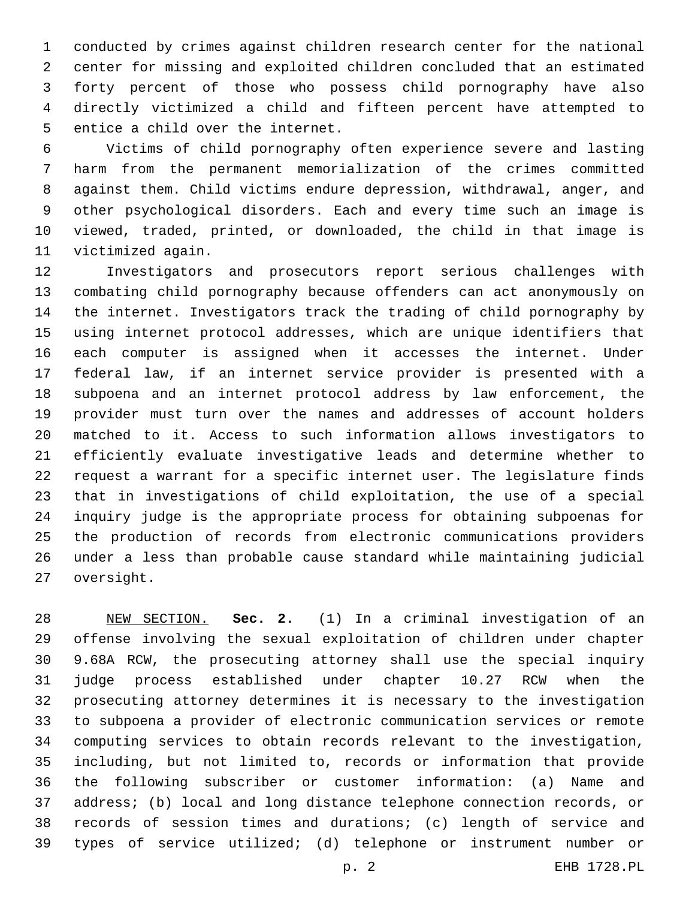conducted by crimes against children research center for the national center for missing and exploited children concluded that an estimated forty percent of those who possess child pornography have also directly victimized a child and fifteen percent have attempted to entice a child over the internet.

Victims of child pornography often experience severe and lasting harm from the permanent memorialization of the crimes committed against them. Child victims endure depression, withdrawal, anger, and other psychological disorders. Each and every time such an image is viewed, traded, printed, or downloaded, the child in that image is victimized again.

Investigators and prosecutors report serious challenges with combating child pornography because offenders can act anonymously on the internet. Investigators track the trading of child pornography by using internet protocol addresses, which are unique identifiers that each computer is assigned when it accesses the internet. Under federal law, if an internet service provider is presented with a subpoena and an internet protocol address by law enforcement, the provider must turn over the names and addresses of account holders matched to it. Access to such information allows investigators to efficiently evaluate investigative leads and determine whether to request a warrant for a specific internet user. The legislature finds that in investigations of child exploitation, the use of a special inquiry judge is the appropriate process for obtaining subpoenas for the production of records from electronic communications providers under a less than probable cause standard while maintaining judicial oversight.

NEW SECTION. **Sec. 2.** (1) In a criminal investigation of an offense involving the sexual exploitation of children under chapter 9.68A RCW, the prosecuting attorney shall use the special inquiry judge process established under chapter 10.27 RCW when the prosecuting attorney determines it is necessary to the investigation to subpoena a provider of electronic communication services or remote computing services to obtain records relevant to the investigation, including, but not limited to, records or information that provide the following subscriber or customer information: (a) Name and address; (b) local and long distance telephone connection records, or records of session times and durations; (c) length of service and types of service utilized; (d) telephone or instrument number or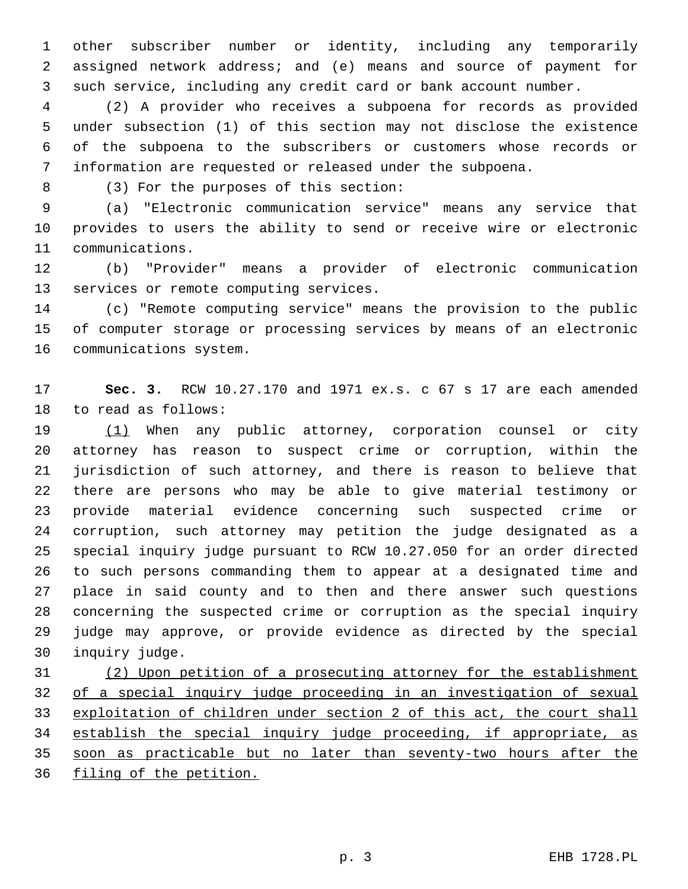other subscriber number or identity, including any temporarily assigned network address; and (e) means and source of payment for such service, including any credit card or bank account number.

(2) A provider who receives a subpoena for records as provided under subsection (1) of this section may not disclose the existence of the subpoena to the subscribers or customers whose records or information are requested or released under the subpoena.

(3) For the purposes of this section:

(a) "Electronic communication service" means any service that provides to users the ability to send or receive wire or electronic communications.

(b) "Provider" means a provider of electronic communication services or remote computing services.

(c) "Remote computing service" means the provision to the public of computer storage or processing services by means of an electronic communications system.

**Sec. 3.** RCW 10.27.170 and 1971 ex.s. c 67 s 17 are each amended to read as follows:

<u>(1)</u> When any public attorney, corporation counsel or city attorney has reason to suspect crime or corruption, within the jurisdiction of such attorney, and there is reason to believe that there are persons who may be able to give material testimony or provide material evidence concerning such suspected crime or corruption, such attorney may petition the judge designated as a special inquiry judge pursuant to RCW 10.27.050 for an order directed to such persons commanding them to appear at a designated time and place in said county and to then and there answer such questions concerning the suspected crime or corruption as the special inquiry judge may approve, or provide evidence as directed by the special inquiry judge.

<u>(2) Upon petition of a prosecuting attorney for the establishment of a special inquiry judge proceeding in an investigation of sexual exploitation of children under section 2 of this act, the court shall establish the special inquiry judge proceeding, if appropriate, as soon as practicable but no later than seventy-two hours after the filing of the petition.</u>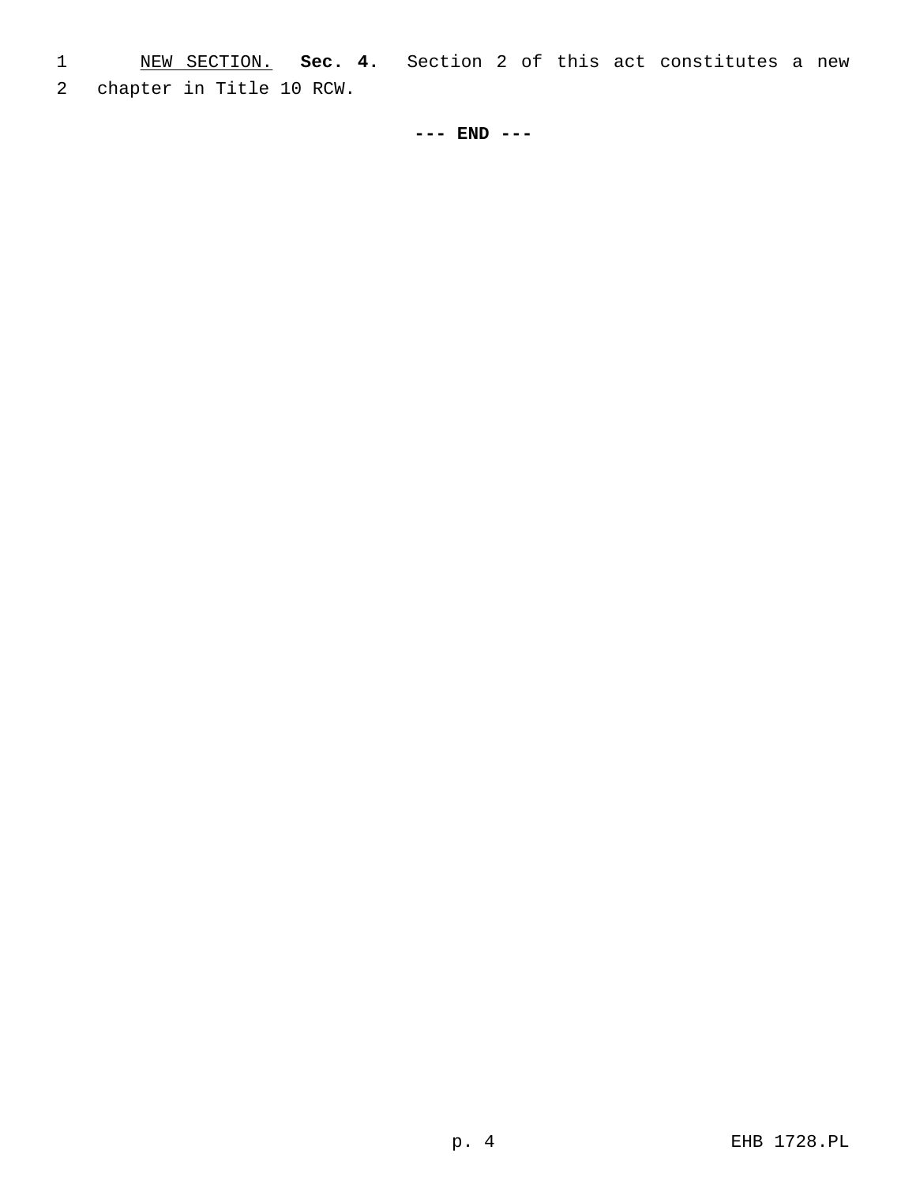NEW SECTION. **Sec. 4.** Section 2 of this act constitutes a new chapter in Title 10 RCW.

**--- END ---**